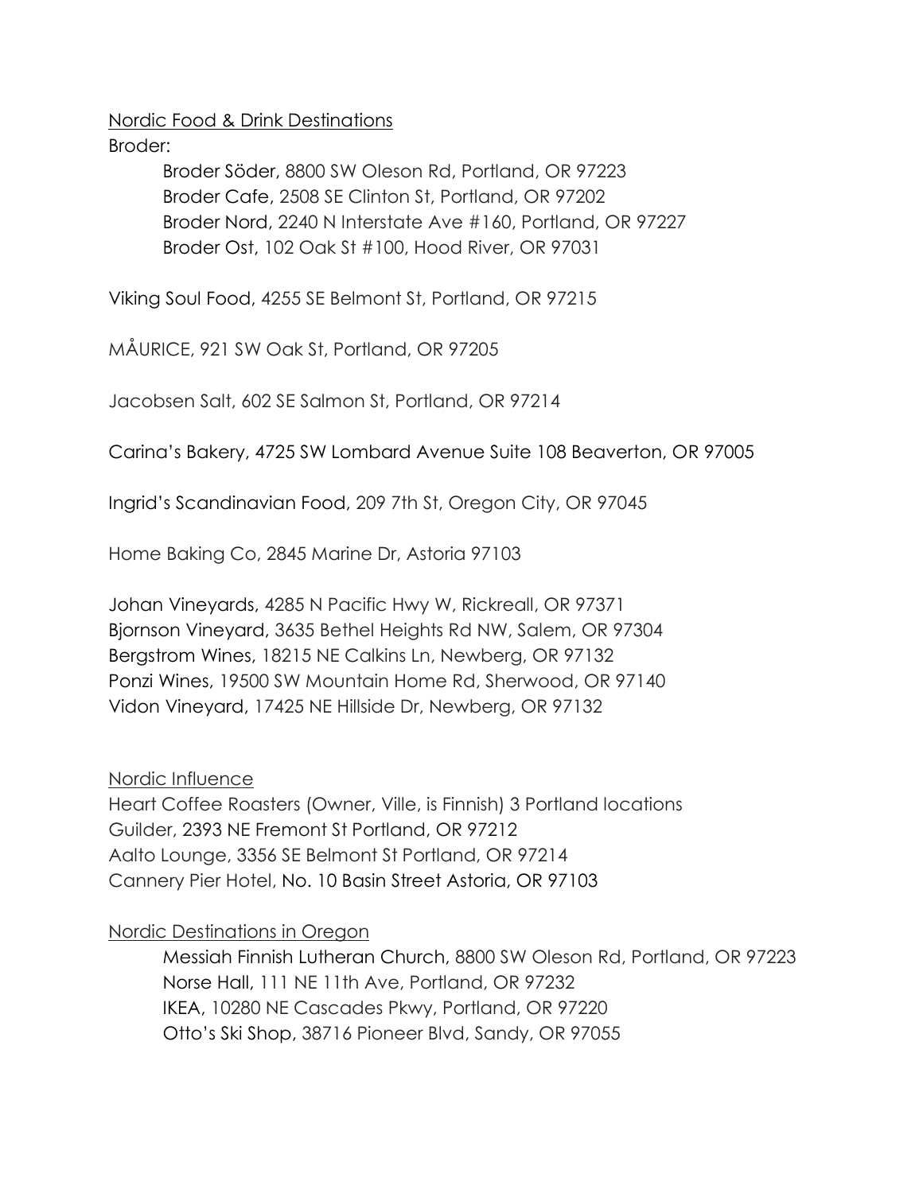Nordic Food & Drink Destinations

Broder:

- Broder Söder, 8800 SW Oleson Rd, Portland, OR 97223
- Broder Cafe, 2508 SE Clinton St, Portland, OR 97202
- Broder Nord, 2240 N Interstate Ave #160, Portland, OR 97227
- Broder Ost, 102 Oak St #100, Hood River, OR 97031

Viking Soul Food, 4255 SE Belmont St, Portland, OR 97215

MÅURICE, 921 SW Oak St, Portland, OR 97205

Jacobsen Salt, 602 SE Salmon St, Portland, OR 97214

Carina's Bakery, 4725 SW Lombard Avenue Suite 108 Beaverton, OR 97005

Ingrid's Scandinavian Food, 209 7th St, Oregon City, OR 97045

Home Baking Co, 2845 Marine Dr, Astoria 97103

Johan Vineyards, 4285 N Pacific Hwy W, Rickreall, OR 97371
Bjornson Vineyard, 3635 Bethel Heights Rd NW, Salem, OR 97304
Bergstrom Wines, 18215 NE Calkins Ln, Newberg, OR 97132
Ponzi Wines, 19500 SW Mountain Home Rd, Sherwood, OR 97140
Vidon Vineyard, 17425 NE Hillside Dr, Newberg, OR 97132

Nordic Influence

Heart Coffee Roasters (Owner, Ville, is Finnish) 3 Portland locations
Guilder, 2393 NE Fremont St Portland, OR 97212
Aalto Lounge, 3356 SE Belmont St Portland, OR 97214
Cannery Pier Hotel, No. 10 Basin Street Astoria, OR 97103

Nordic Destinations in Oregon

- Messiah Finnish Lutheran Church, 8800 SW Oleson Rd, Portland, OR 97223
- Norse Hall, 111 NE 11th Ave, Portland, OR 97232
- IKEA, 10280 NE Cascades Pkwy, Portland, OR 97220
- Otto's Ski Shop, 38716 Pioneer Blvd, Sandy, OR 97055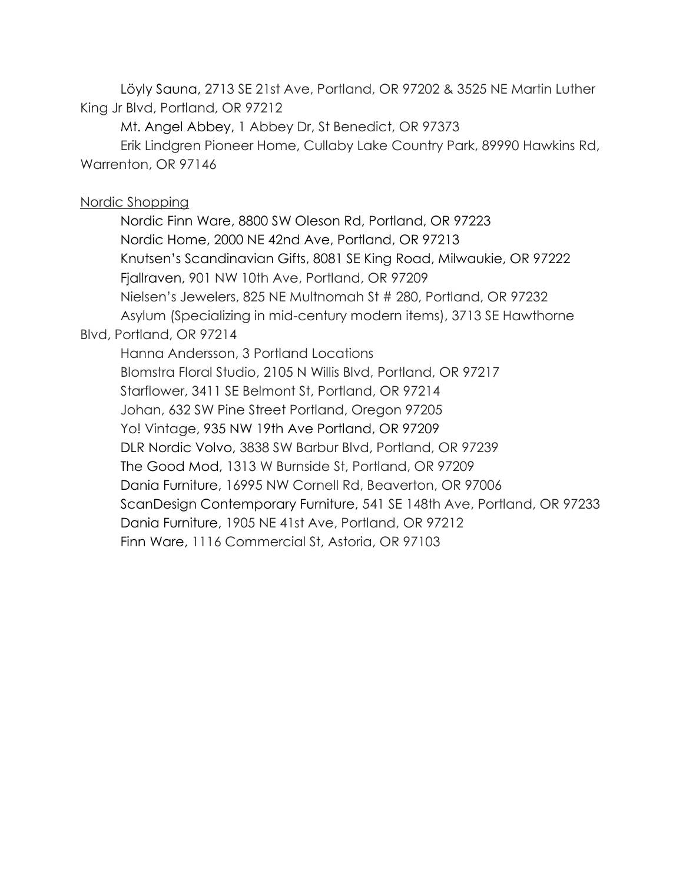Löyly Sauna, 2713 SE 21st Ave, Portland, OR 97202 & 3525 NE Martin Luther King Jr Blvd, Portland, OR 97212

Mt. Angel Abbey, 1 Abbey Dr, St Benedict, OR 97373

Erik Lindgren Pioneer Home, Cullaby Lake Country Park, 89990 Hawkins Rd, Warrenton, OR 97146

Nordic Shopping

Nordic Finn Ware, 8800 SW Oleson Rd, Portland, OR 97223

Nordic Home, 2000 NE 42nd Ave, Portland, OR 97213

Knutsen's Scandinavian Gifts, 8081 SE King Road, Milwaukie, OR 97222

Fjallraven, 901 NW 10th Ave, Portland, OR 97209

Nielsen's Jewelers, 825 NE Multnomah St # 280, Portland, OR 97232

Asylum (Specializing in mid-century modern items), 3713 SE Hawthorne Blvd, Portland, OR 97214

Hanna Andersson, 3 Portland Locations

Blomstra Floral Studio, 2105 N Willis Blvd, Portland, OR 97217

Starflower, 3411 SE Belmont St, Portland, OR 97214

Johan, 632 SW Pine Street Portland, Oregon 97205

Yo! Vintage, 935 NW 19th Ave Portland, OR 97209

DLR Nordic Volvo, 3838 SW Barbur Blvd, Portland, OR 97239

The Good Mod, 1313 W Burnside St, Portland, OR 97209

Dania Furniture, 16995 NW Cornell Rd, Beaverton, OR 97006

ScanDesign Contemporary Furniture, 541 SE 148th Ave, Portland, OR 97233

Dania Furniture, 1905 NE 41st Ave, Portland, OR 97212

Finn Ware, 1116 Commercial St, Astoria, OR 97103